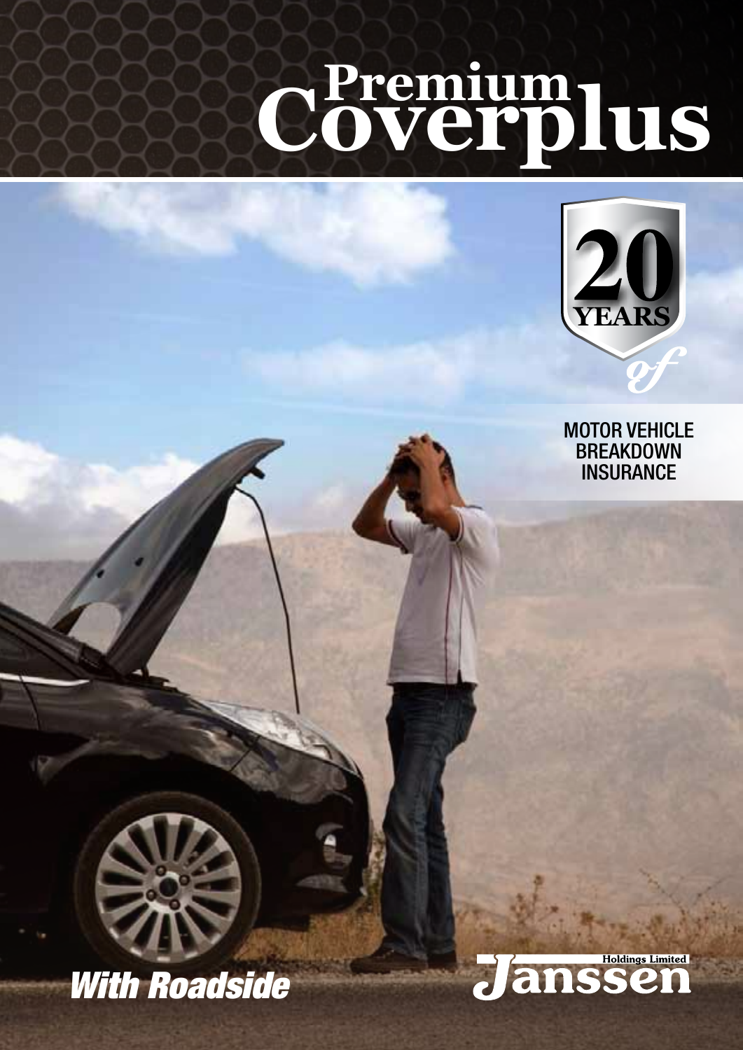# Premium Coverplus

20 YEARS of

MOTOR VEHICLE BREAKDOWN INSURANCE

*With Roadside*

Janssen Holdings Limited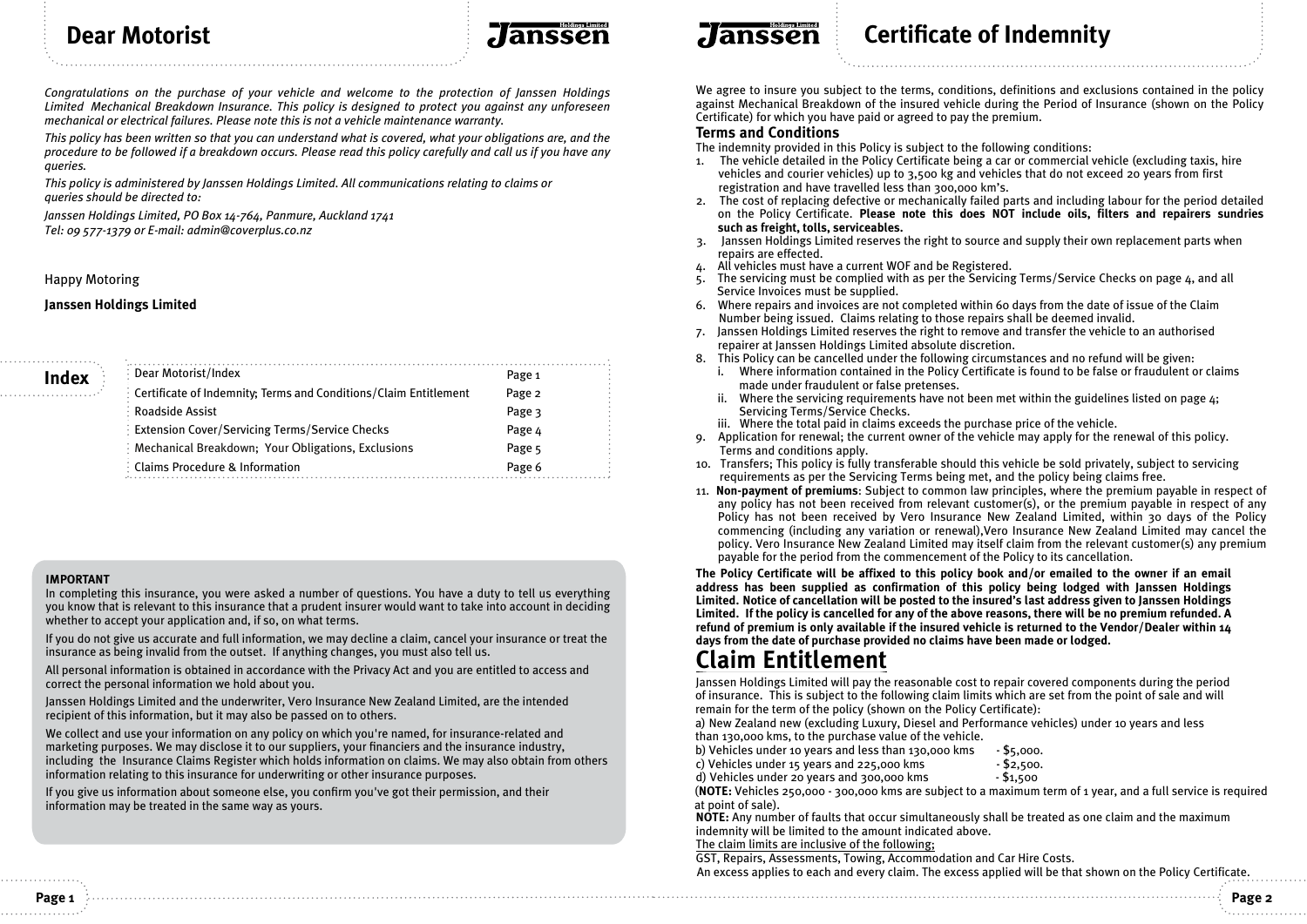# Dear Motorist

*Congratulations on the purchase of your vehicle and welcome to the protection of Janssen Holdings Limited Mechanical Breakdown Insurance. This policy is designed to protect you against any unforeseen mechanical or electrical failures. Please note this is not a vehicle maintenance warranty.*

*This policy has been written so that you can understand what is covered, what your obligations are, and the procedure to be followed if a breakdown occurs. Please read this policy carefully and call us if you have any queries.*

*This policy is administered by Janssen Holdings Limited. All communications relating to claims or queries should be directed to:*

*Janssen Holdings Limited, PO Box 14-764, Panmure, Auckland 1741*
*Tel: 09 577-1379 or E-mail: admin@coverplus.co.nz*

Happy Motoring

**Janssen Holdings Limited**

## Index

| | |
|---|---|
| Dear Motorist/Index | Page 1 |
| Certificate of Indemnity; Terms and Conditions/Claim Entitlement | Page 2 |
| Roadside Assist | Page 3 |
| Extension Cover/Servicing Terms/Service Checks | Page 4 |
| Mechanical Breakdown; Your Obligations, Exclusions | Page 5 |
| Claims Procedure & Information | Page 6 |

**IMPORTANT**

In completing this insurance, you were asked a number of questions. You have a duty to tell us everything you know that is relevant to this insurance that a prudent insurer would want to take into account in deciding whether to accept your application and, if so, on what terms.

If you do not give us accurate and full information, we may decline a claim, cancel your insurance or treat the insurance as being invalid from the outset. If anything changes, you must also tell us.

All personal information is obtained in accordance with the Privacy Act and you are entitled to access and correct the personal information we hold about you.

Janssen Holdings Limited and the underwriter, Vero Insurance New Zealand Limited, are the intended recipient of this information, but it may also be passed on to others.

We collect and use your information on any policy on which you're named, for insurance-related and marketing purposes. We may disclose it to our suppliers, your financiers and the insurance industry, including the Insurance Claims Register which holds information on claims. We may also obtain from others information relating to this insurance for underwriting or other insurance purposes.

If you give us information about someone else, you confirm you've got their permission, and their information may be treated in the same way as yours.

# Certificate of Indemnity

We agree to insure you subject to the terms, conditions, definitions and exclusions contained in the policy against Mechanical Breakdown of the insured vehicle during the Period of Insurance (shown on the Policy Certificate) for which you have paid or agreed to pay the premium.

## Terms and Conditions

The indemnity provided in this Policy is subject to the following conditions:

1. The vehicle detailed in the Policy Certificate being a car or commercial vehicle (excluding taxis, hire vehicles and courier vehicles) up to 3,500 kg and vehicles that do not exceed 20 years from first registration and have travelled less than 300,000 km's.
2. The cost of replacing defective or mechanically failed parts and including labour for the period detailed on the Policy Certificate. **Please note this does NOT include oils, filters and repairers sundries such as freight, tolls, serviceables.**
3. Janssen Holdings Limited reserves the right to source and supply their own replacement parts when repairs are effected.
4. All vehicles must have a current WOF and be Registered.
5. The servicing must be complied with as per the Servicing Terms/Service Checks on page 4, and all Service Invoices must be supplied.
6. Where repairs and invoices are not completed within 60 days from the date of issue of the Claim Number being issued. Claims relating to those repairs shall be deemed invalid.
7. Janssen Holdings Limited reserves the right to remove and transfer the vehicle to an authorised repairer at Janssen Holdings Limited absolute discretion.
8. This Policy can be cancelled under the following circumstances and no refund will be given:
   1. Where information contained in the Policy Certificate is found to be false or fraudulent or claims made under fraudulent or false pretenses.
   2. Where the servicing requirements have not been met within the guidelines listed on page 4; Servicing Terms/Service Checks.
   3. Where the total paid in claims exceeds the purchase price of the vehicle.
9. Application for renewal; the current owner of the vehicle may apply for the renewal of this policy. Terms and conditions apply.
10. Transfers; This policy is fully transferable should this vehicle be sold privately, subject to servicing requirements as per the Servicing Terms being met, and the policy being claims free.
11. **Non-payment of premiums**: Subject to common law principles, where the premium payable in respect of any policy has not been received from relevant customer(s), or the premium payable in respect of any Policy has not been received by Vero Insurance New Zealand Limited, within 30 days of the Policy commencing (including any variation or renewal),Vero Insurance New Zealand Limited may cancel the policy. Vero Insurance New Zealand Limited may itself claim from the relevant customer(s) any premium payable for the period from the commencement of the Policy to its cancellation.

**The Policy Certificate will be affixed to this policy book and/or emailed to the owner if an email address has been supplied as confirmation of this policy being lodged with Janssen Holdings Limited. Notice of cancellation will be posted to the insured's last address given to Janssen Holdings Limited. If the policy is cancelled for any of the above reasons, there will be no premium refunded. A refund of premium is only available if the insured vehicle is returned to the Vendor/Dealer within 14 days from the date of purchase provided no claims have been made or lodged.**

# Claim Entitlement

Janssen Holdings Limited will pay the reasonable cost to repair covered components during the period of insurance. This is subject to the following claim limits which are set from the point of sale and will remain for the term of the policy (shown on the Policy Certificate):

a) New Zealand new (excluding Luxury, Diesel and Performance vehicles) under 10 years and less than 130,000 kms, to the purchase value of the vehicle.
b) Vehicles under 10 years and less than 130,000 kms - $5,000.
c) Vehicles under 15 years and 225,000 kms - $2,500.
d) Vehicles under 20 years and 300,000 kms - $1,500

(**NOTE:** Vehicles 250,000 - 300,000 kms are subject to a maximum term of 1 year, and a full service is required at point of sale).

**NOTE:** Any number of faults that occur simultaneously shall be treated as one claim and the maximum indemnity will be limited to the amount indicated above.

The claim limits are inclusive of the following;

GST, Repairs, Assessments, Towing, Accommodation and Car Hire Costs.

An excess applies to each and every claim. The excess applied will be that shown on the Policy Certificate.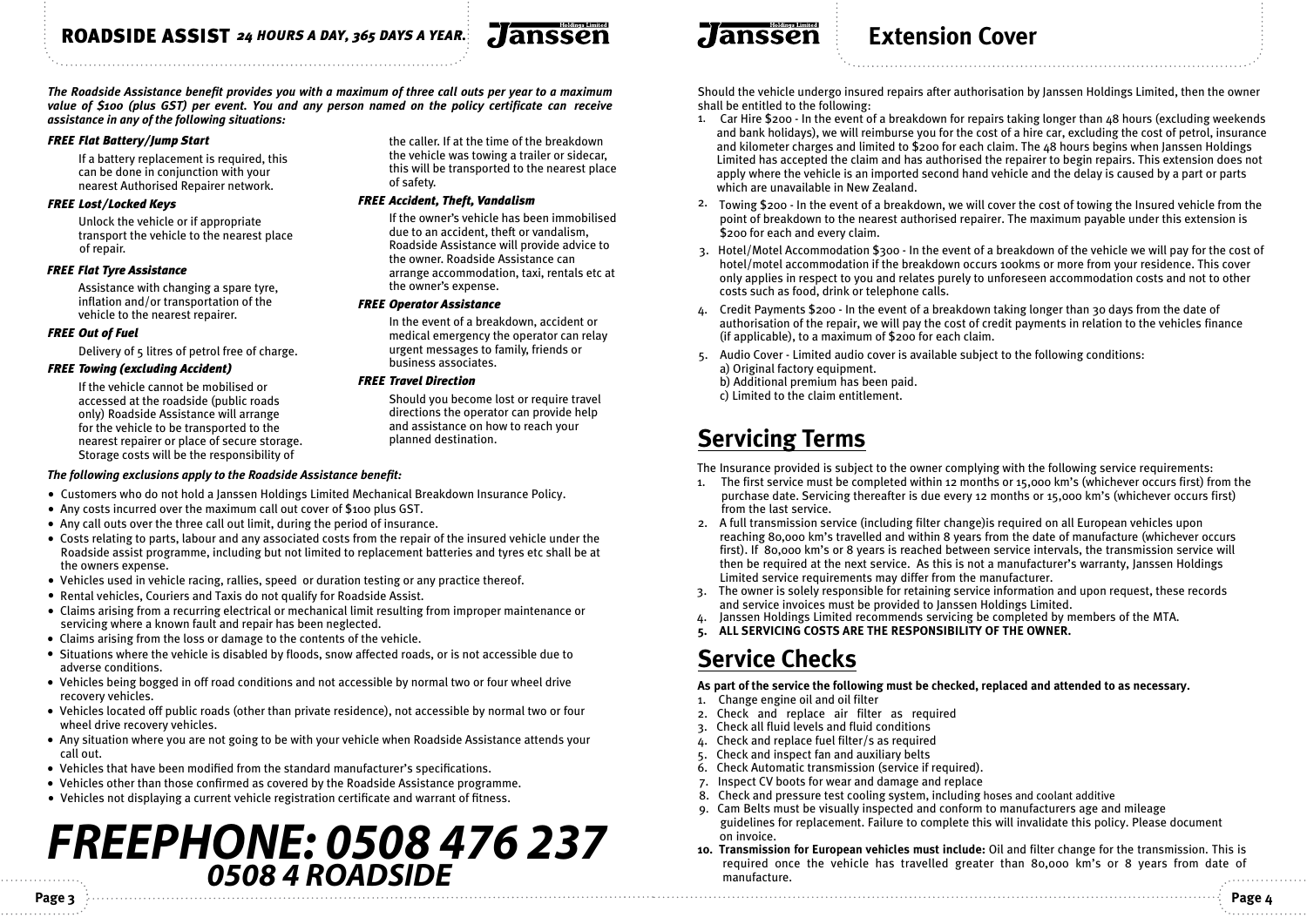# ROADSIDE ASSIST *24 HOURS A DAY, 365 DAYS A YEAR.*

***The Roadside Assistance benefit provides you with a maximum of three call outs per year to a maximum value of $100 (plus GST) per event. You and any person named on the policy certificate can receive assistance in any of the following situations:***

### *FREE Flat Battery/Jump Start*

If a battery replacement is required, this can be done in conjunction with your nearest Authorised Repairer network.

### *FREE Lost/Locked Keys*

Unlock the vehicle or if appropriate transport the vehicle to the nearest place of repair.

### *FREE Flat Tyre Assistance*

Assistance with changing a spare tyre, inflation and/or transportation of the vehicle to the nearest repairer.

### *FREE Out of Fuel*

Delivery of 5 litres of petrol free of charge.

### *FREE Towing (excluding Accident)*

If the vehicle cannot be mobilised or accessed at the roadside (public roads only) Roadside Assistance will arrange for the vehicle to be transported to the nearest repairer or place of secure storage. Storage costs will be the responsibility of the caller. If at the time of the breakdown the vehicle was towing a trailer or sidecar, this will be transported to the nearest place of safety.

### *FREE Accident, Theft, Vandalism*

If the owner's vehicle has been immobilised due to an accident, theft or vandalism, Roadside Assistance will provide advice to the owner. Roadside Assistance can arrange accommodation, taxi, rentals etc at the owner's expense.

### *FREE Operator Assistance*

In the event of a breakdown, accident or medical emergency the operator can relay urgent messages to family, friends or business associates.

### *FREE Travel Direction*

Should you become lost or require travel directions the operator can provide help and assistance on how to reach your planned destination.

***The following exclusions apply to the Roadside Assistance benefit:***

- Customers who do not hold a Janssen Holdings Limited Mechanical Breakdown Insurance Policy.
- Any costs incurred over the maximum call out cover of $100 plus GST.
- Any call outs over the three call out limit, during the period of insurance.
- Costs relating to parts, labour and any associated costs from the repair of the insured vehicle under the Roadside assist programme, including but not limited to replacement batteries and tyres etc shall be at the owners expense.
- Vehicles used in vehicle racing, rallies, speed or duration testing or any practice thereof.
- Rental vehicles, Couriers and Taxis do not qualify for Roadside Assist.
- Claims arising from a recurring electrical or mechanical limit resulting from improper maintenance or servicing where a known fault and repair has been neglected.
- Claims arising from the loss or damage to the contents of the vehicle.
- Situations where the vehicle is disabled by floods, snow affected roads, or is not accessible due to adverse conditions.
- Vehicles being bogged in off road conditions and not accessible by normal two or four wheel drive recovery vehicles.
- Vehicles located off public roads (other than private residence), not accessible by normal two or four wheel drive recovery vehicles.
- Any situation where you are not going to be with your vehicle when Roadside Assistance attends your call out.
- Vehicles that have been modified from the standard manufacturer's specifications.
- Vehicles other than those confirmed as covered by the Roadside Assistance programme.
- Vehicles not displaying a current vehicle registration certificate and warrant of fitness.

# *FREEPHONE: 0508 476 237*
## *0508 4 ROADSIDE*

# Extension Cover

Should the vehicle undergo insured repairs after authorisation by Janssen Holdings Limited, then the owner shall be entitled to the following:

1. Car Hire $200 - In the event of a breakdown for repairs taking longer than 48 hours (excluding weekends and bank holidays), we will reimburse you for the cost of a hire car, excluding the cost of petrol, insurance and kilometer charges and limited to $200 for each claim. The 48 hours begins when Janssen Holdings Limited has accepted the claim and has authorised the repairer to begin repairs. This extension does not apply where the vehicle is an imported second hand vehicle and the delay is caused by a part or parts which are unavailable in New Zealand.
2. Towing $200 - In the event of a breakdown, we will cover the cost of towing the Insured vehicle from the point of breakdown to the nearest authorised repairer. The maximum payable under this extension is $200 for each and every claim.
3. Hotel/Motel Accommodation $300 - In the event of a breakdown of the vehicle we will pay for the cost of hotel/motel accommodation if the breakdown occurs 100kms or more from your residence. This cover only applies in respect to you and relates purely to unforeseen accommodation costs and not to other costs such as food, drink or telephone calls.
4. Credit Payments $200 - In the event of a breakdown taking longer than 30 days from the date of authorisation of the repair, we will pay the cost of credit payments in relation to the vehicles finance (if applicable), to a maximum of $200 for each claim.
5. Audio Cover - Limited audio cover is available subject to the following conditions:
   a) Original factory equipment.
   b) Additional premium has been paid.
   c) Limited to the claim entitlement.

# Servicing Terms

The Insurance provided is subject to the owner complying with the following service requirements:

1. The first service must be completed within 12 months or 15,000 km's (whichever occurs first) from the purchase date. Servicing thereafter is due every 12 months or 15,000 km's (whichever occurs first) from the last service.
2. A full transmission service (including filter change)is required on all European vehicles upon reaching 80,000 km's travelled and within 8 years from the date of manufacture (whichever occurs first). If 80,000 km's or 8 years is reached between service intervals, the transmission service will then be required at the next service. As this is not a manufacturer's warranty, Janssen Holdings Limited service requirements may differ from the manufacturer.
3. The owner is solely responsible for retaining service information and upon request, these records and service invoices must be provided to Janssen Holdings Limited.
4. Janssen Holdings Limited recommends servicing be completed by members of the MTA.
5. **ALL SERVICING COSTS ARE THE RESPONSIBILITY OF THE OWNER.**

# Service Checks

**As part of the service the following must be checked, replaced and attended to as necessary.**

1. Change engine oil and oil filter
2. Check and replace air filter as required
3. Check all fluid levels and fluid conditions
4. Check and replace fuel filter/s as required
5. Check and inspect fan and auxiliary belts
6. Check Automatic transmission (service if required).
7. Inspect CV boots for wear and damage and replace
8. Check and pressure test cooling system, including hoses and coolant additive
9. Cam Belts must be visually inspected and conform to manufacturers age and mileage guidelines for replacement. Failure to complete this will invalidate this policy. Please document on invoice.
10. **Transmission for European vehicles must include:** Oil and filter change for the transmission. This is required once the vehicle has travelled greater than 80,000 km's or 8 years from date of manufacture.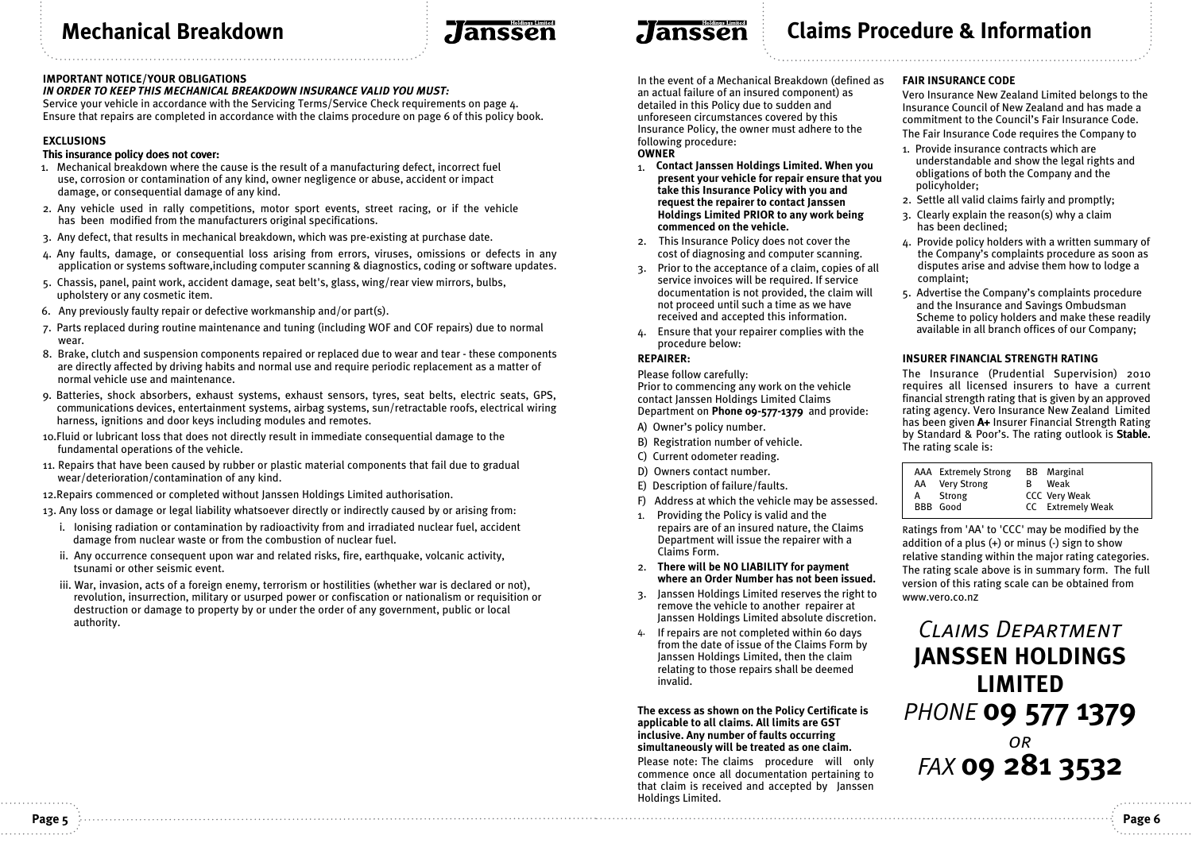# Mechanical Breakdown

**IMPORTANT NOTICE/YOUR OBLIGATIONS**

***IN ORDER TO KEEP THIS MECHANICAL BREAKDOWN INSURANCE VALID YOU MUST:***

Service your vehicle in accordance with the Servicing Terms/Service Check requirements on page 4.
Ensure that repairs are completed in accordance with the claims procedure on page 6 of this policy book.

**EXCLUSIONS**

**This insurance policy does not cover:**

1. Mechanical breakdown where the cause is the result of a manufacturing defect, incorrect fuel use, corrosion or contamination of any kind, owner negligence or abuse, accident or impact damage, or consequential damage of any kind.
2. Any vehicle used in rally competitions, motor sport events, street racing, or if the vehicle has been modified from the manufacturers original specifications.
3. Any defect, that results in mechanical breakdown, which was pre-existing at purchase date.
4. Any faults, damage, or consequential loss arising from errors, viruses, omissions or defects in any application or systems software,including computer scanning & diagnostics, coding or software updates.
5. Chassis, panel, paint work, accident damage, seat belt's, glass, wing/rear view mirrors, bulbs, upholstery or any cosmetic item.
6. Any previously faulty repair or defective workmanship and/or part(s).
7. Parts replaced during routine maintenance and tuning (including WOF and COF repairs) due to normal wear.
8. Brake, clutch and suspension components repaired or replaced due to wear and tear - these components are directly affected by driving habits and normal use and require periodic replacement as a matter of normal vehicle use and maintenance.
9. Batteries, shock absorbers, exhaust systems, exhaust sensors, tyres, seat belts, electric seats, GPS, communications devices, entertainment systems, airbag systems, sun/retractable roofs, electrical wiring harness, ignitions and door keys including modules and remotes.
10. Fluid or lubricant loss that does not directly result in immediate consequential damage to the fundamental operations of the vehicle.
11. Repairs that have been caused by rubber or plastic material components that fail due to gradual wear/deterioration/contamination of any kind.
12. Repairs commenced or completed without Janssen Holdings Limited authorisation.
13. Any loss or damage or legal liability whatsoever directly or indirectly caused by or arising from:
    1. Ionising radiation or contamination by radioactivity from and irradiated nuclear fuel, accident damage from nuclear waste or from the combustion of nuclear fuel.
    2. Any occurrence consequent upon war and related risks, fire, earthquake, volcanic activity, tsunami or other seismic event.
    3. War, invasion, acts of a foreign enemy, terrorism or hostilities (whether war is declared or not), revolution, insurrection, military or usurped power or confiscation or nationalism or requisition or destruction or damage to property by or under the order of any government, public or local authority.

# Claims Procedure & Information

In the event of a Mechanical Breakdown (defined as an actual failure of an insured component) as detailed in this Policy due to sudden and unforeseen circumstances covered by this Insurance Policy, the owner must adhere to the following procedure:

**OWNER**

1. **Contact Janssen Holdings Limited. When you present your vehicle for repair ensure that you take this Insurance Policy with you and request the repairer to contact Janssen Holdings Limited PRIOR to any work being commenced on the vehicle.**
2. This Insurance Policy does not cover the cost of diagnosing and computer scanning.
3. Prior to the acceptance of a claim, copies of all service invoices will be required. If service documentation is not provided, the claim will not proceed until such a time as we have received and accepted this information.
4. Ensure that your repairer complies with the procedure below:

**REPAIRER:**

Please follow carefully:
Prior to commencing any work on the vehicle contact Janssen Holdings Limited Claims Department on **Phone 09-577-1379** and provide:

A) Owner's policy number.
B) Registration number of vehicle.
C) Current odometer reading.
D) Owners contact number.
E) Description of failure/faults.
F) Address at which the vehicle may be assessed.

1. Providing the Policy is valid and the repairs are of an insured nature, the Claims Department will issue the repairer with a Claims Form.
2. **There will be NO LIABILITY for payment where an Order Number has not been issued.**
3. Janssen Holdings Limited reserves the right to remove the vehicle to another repairer at Janssen Holdings Limited absolute discretion.
4. If repairs are not completed within 60 days from the date of issue of the Claims Form by Janssen Holdings Limited, then the claim relating to those repairs shall be deemed invalid.

**The excess as shown on the Policy Certificate is applicable to all claims. All limits are GST inclusive. Any number of faults occurring simultaneously will be treated as one claim.**

Please note: The claims procedure will only commence once all documentation pertaining to that claim is received and accepted by Janssen Holdings Limited.

**FAIR INSURANCE CODE**

Vero Insurance New Zealand Limited belongs to the Insurance Council of New Zealand and has made a commitment to the Council's Fair Insurance Code.

The Fair Insurance Code requires the Company to

1. Provide insurance contracts which are understandable and show the legal rights and obligations of both the Company and the policyholder;
2. Settle all valid claims fairly and promptly;
3. Clearly explain the reason(s) why a claim has been declined;
4. Provide policy holders with a written summary of the Company's complaints procedure as soon as disputes arise and advise them how to lodge a complaint;
5. Advertise the Company's complaints procedure and the Insurance and Savings Ombudsman Scheme to policy holders and make these readily available in all branch offices of our Company;

**INSURER FINANCIAL STRENGTH RATING**

The Insurance (Prudential Supervision) 2010 requires all licensed insurers to have a current financial strength rating that is given by an approved rating agency. Vero Insurance New Zealand Limited has been given **A+** Insurer Financial Strength Rating by Standard & Poor's. The rating outlook is **Stable.** The rating scale is:

| | | | |
|---|---|---|---|
| AAA | Extremely Strong | BB | Marginal |
| AA | Very Strong | B | Weak |
| A | Strong | CCC | Very Weak |
| BBB | Good | CC | Extremely Weak |

Ratings from 'AA' to 'CCC' may be modified by the addition of a plus (+) or minus (-) sign to show relative standing within the major rating categories. The rating scale above is in summary form. The full version of this rating scale can be obtained from www.vero.co.nz

*Claims Department*
**JANSSEN HOLDINGS LIMITED**
*PHONE* **09 577 1379**
*OR*
*FAX* **09 281 3532**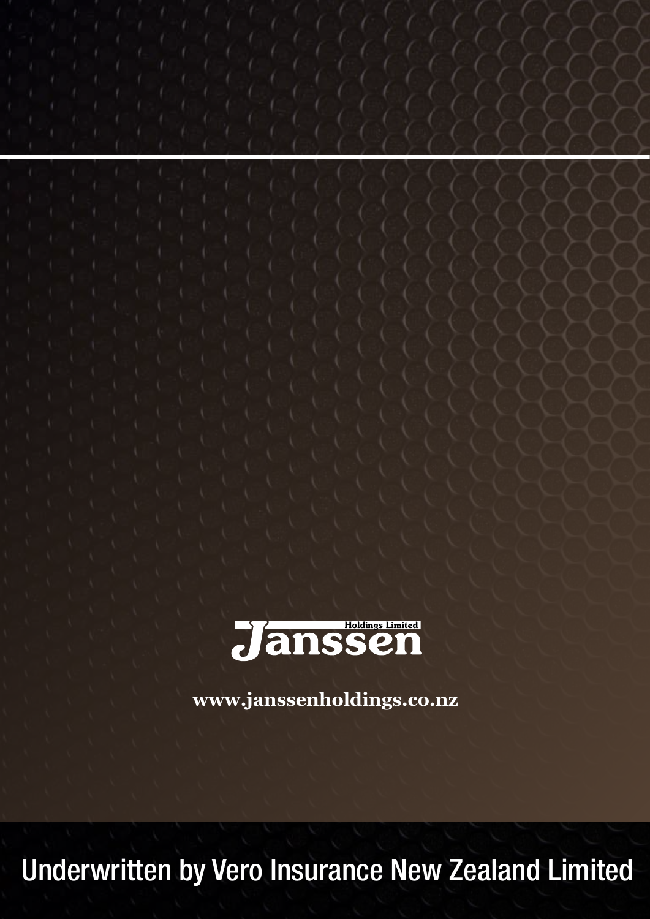Janssen Holdings Limited

www.janssenholdings.co.nz

Underwritten by Vero Insurance New Zealand Limited